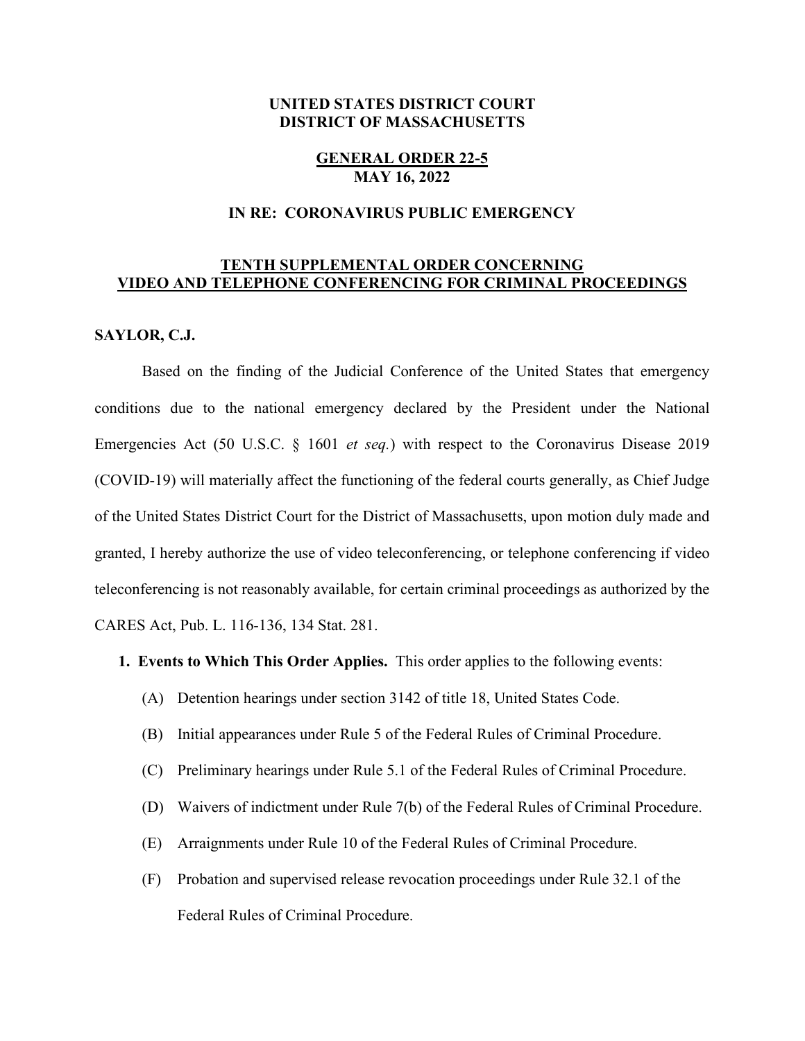**UNITED STATES DISTRICT COURT**
**DISTRICT OF MASSACHUSETTS**

**GENERAL ORDER 22-5**
**MAY 16, 2022**

**IN RE: CORONAVIRUS PUBLIC EMERGENCY**

**TENTH SUPPLEMENTAL ORDER CONCERNING VIDEO AND TELEPHONE CONFERENCING FOR CRIMINAL PROCEEDINGS**

**SAYLOR, C.J.**

Based on the finding of the Judicial Conference of the United States that emergency conditions due to the national emergency declared by the President under the National Emergencies Act (50 U.S.C. § 1601 *et seq.*) with respect to the Coronavirus Disease 2019 (COVID-19) will materially affect the functioning of the federal courts generally, as Chief Judge of the United States District Court for the District of Massachusetts, upon motion duly made and granted, I hereby authorize the use of video teleconferencing, or telephone conferencing if video teleconferencing is not reasonably available, for certain criminal proceedings as authorized by the CARES Act, Pub. L. 116-136, 134 Stat. 281.

1. **Events to Which This Order Applies.** This order applies to the following events:
   - (A) Detention hearings under section 3142 of title 18, United States Code.
   - (B) Initial appearances under Rule 5 of the Federal Rules of Criminal Procedure.
   - (C) Preliminary hearings under Rule 5.1 of the Federal Rules of Criminal Procedure.
   - (D) Waivers of indictment under Rule 7(b) of the Federal Rules of Criminal Procedure.
   - (E) Arraignments under Rule 10 of the Federal Rules of Criminal Procedure.
   - (F) Probation and supervised release revocation proceedings under Rule 32.1 of the Federal Rules of Criminal Procedure.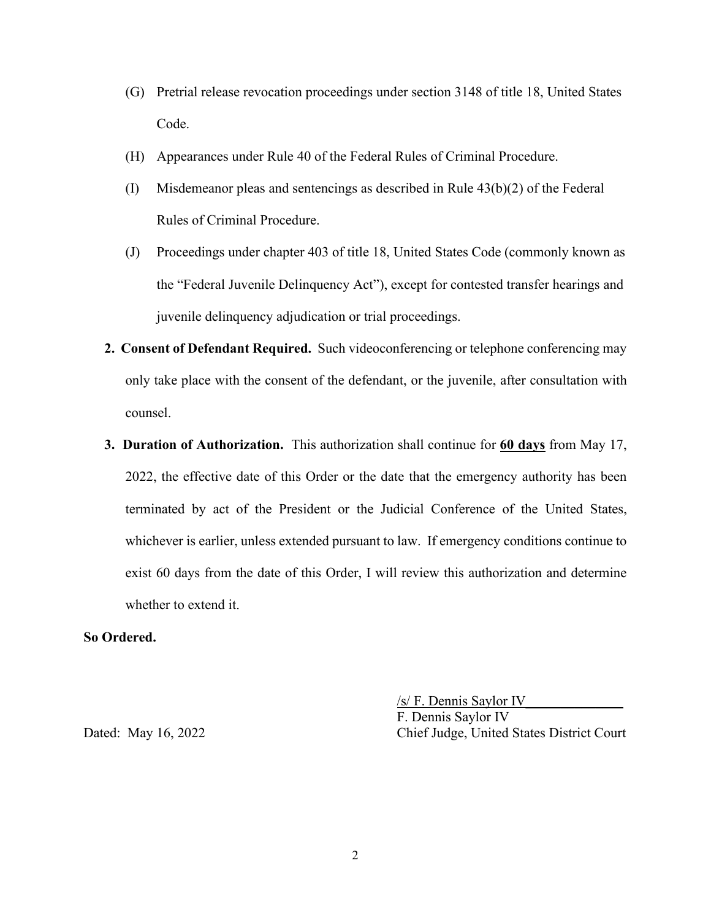(G) Pretrial release revocation proceedings under section 3148 of title 18, United States Code.

(H) Appearances under Rule 40 of the Federal Rules of Criminal Procedure.

(I) Misdemeanor pleas and sentencings as described in Rule 43(b)(2) of the Federal Rules of Criminal Procedure.

(J) Proceedings under chapter 403 of title 18, United States Code (commonly known as the "Federal Juvenile Delinquency Act"), except for contested transfer hearings and juvenile delinquency adjudication or trial proceedings.

**2. Consent of Defendant Required.** Such videoconferencing or telephone conferencing may only take place with the consent of the defendant, or the juvenile, after consultation with counsel.

**3. Duration of Authorization.** This authorization shall continue for **60 days** from May 17, 2022, the effective date of this Order or the date that the emergency authority has been terminated by act of the President or the Judicial Conference of the United States, whichever is earlier, unless extended pursuant to law. If emergency conditions continue to exist 60 days from the date of this Order, I will review this authorization and determine whether to extend it.

**So Ordered.**

/s/ F. Dennis Saylor IV
F. Dennis Saylor IV
Chief Judge, United States District Court

Dated: May 16, 2022